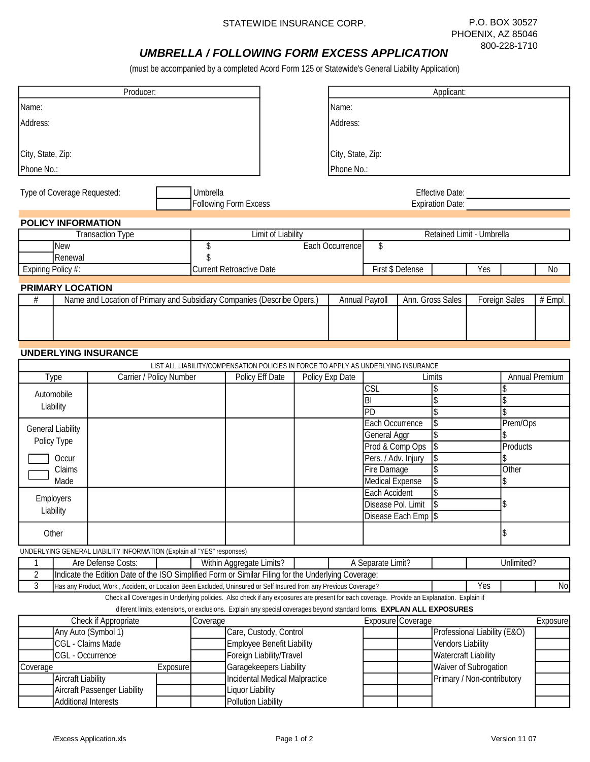STATEWIDE INSURANCE CORP.

P.O. BOX 30527
PHOENIX, AZ 85046
800-228-1710

## *UMBRELLA / FOLLOWING FORM EXCESS APPLICATION*

(must be accompanied by a completed Acord Form 125 or Statewide's General Liability Application)

| Producer: | Applicant: |
|---|---|
| Name: | Name: |
| Address: | Address: |
| City, State, Zip: | City, State, Zip: |
| Phone No.: | Phone No.: |

Type of Coverage Requested: [ ] Umbrella [ ] Following Form Excess

Effective Date: ____________
Expiration Date: ____________

### POLICY INFORMATION

| Transaction Type | | Limit of Liability | | Retained Limit - Umbrella | | | |
|---|---|---|---|---|---|---|---|
| | New | $ | Each Occurrence | $ | | | |
| | Renewal | $ | | | | | |
| Expiring Policy #: | | Current Retroactive Date | | First $ Defense | | Yes | No |

### PRIMARY LOCATION

| # | Name and Location of Primary and Subsidiary Companies (Describe Opers.) | Annual Payroll | Ann. Gross Sales | Foreign Sales | # Empl. |
|---|---|---|---|---|---|
| | | | | | |

### UNDERLYING INSURANCE

LIST ALL LIABILITY/COMPENSATION POLICIES IN FORCE TO APPLY AS UNDERLYING INSURANCE

| Type | Carrier / Policy Number | Policy Eff Date | Policy Exp Date | Limits | | Annual Premium |
|---|---|---|---|---|---|---|
| Automobile Liability | | | | CSL | $ | $ |
| | | | | BI | $ | $ |
| | | | | PD | $ | $ |
| General Liability Policy Type [ ] Occur [ ] Claims Made | | | | Each Occurrence | $ | Prem/Ops |
| | | | | General Aggr | $ | $ |
| | | | | Prod & Comp Ops | $ | Products |
| | | | | Pers. / Adv. Injury | $ | $ |
| | | | | Fire Damage | $ | Other |
| | | | | Medical Expense | $ | $ |
| Employers Liability | | | | Each Accident | $ | $ |
| | | | | Disease Pol. Limit | $ | |
| | | | | Disease Each Emp | $ | |
| Other | | | | | | $ |

UNDERLYING GENERAL LIABILITY INFORMATION (Explain all "YES" responses)

| # | | | | | | |
|---|---|---|---|---|---|---|
| 1 | Are Defense Costs: | | Within Aggregate Limits? | | A Separate Limit? | Unlimited? |
| 2 | Indicate the Edition Date of the ISO Simplified Form or Similar Filing for the Underlying Coverage: | | | | | |
| 3 | Has any Product, Work , Accident, or Location Been Excluded, Uninsured or Self Insured from any Previous Coverage? | | | | Yes | No |

Check all Coverages in Underlying policies. Also check if any exposures are present for each coverage. Provide an Explanation. Explain if diferent limits, extensions, or exclusions. Explain any special coverages beyond standard forms. **EXPLAN ALL EXPOSURES**

| Check if Appropriate | | | Coverage | | Exposure | Coverage | | Exposure |
|---|---|---|---|---|---|---|---|---|
| | Any Auto (Symbol 1) | | | Care, Custody, Control | | | Professional Liability (E&O) | |
| | CGL - Claims Made | | | Employee Benefit Liability | | | Vendors Liability | |
| | CGL - Occurrence | | | Foreign Liability/Travel | | | Watercraft Liability | |
| Coverage | | Exposure | | Garagekeepers Liability | | | Waiver of Subrogation | |
| | Aircraft Liability | | | Incidental Medical Malpractice | | | Primary / Non-contributory | |
| | Aircraft Passenger Liability | | | Liquor Liability | | | | |
| | Additional Interests | | | Pollution Liability | | | | |

/Excess Application.xls Version 11 07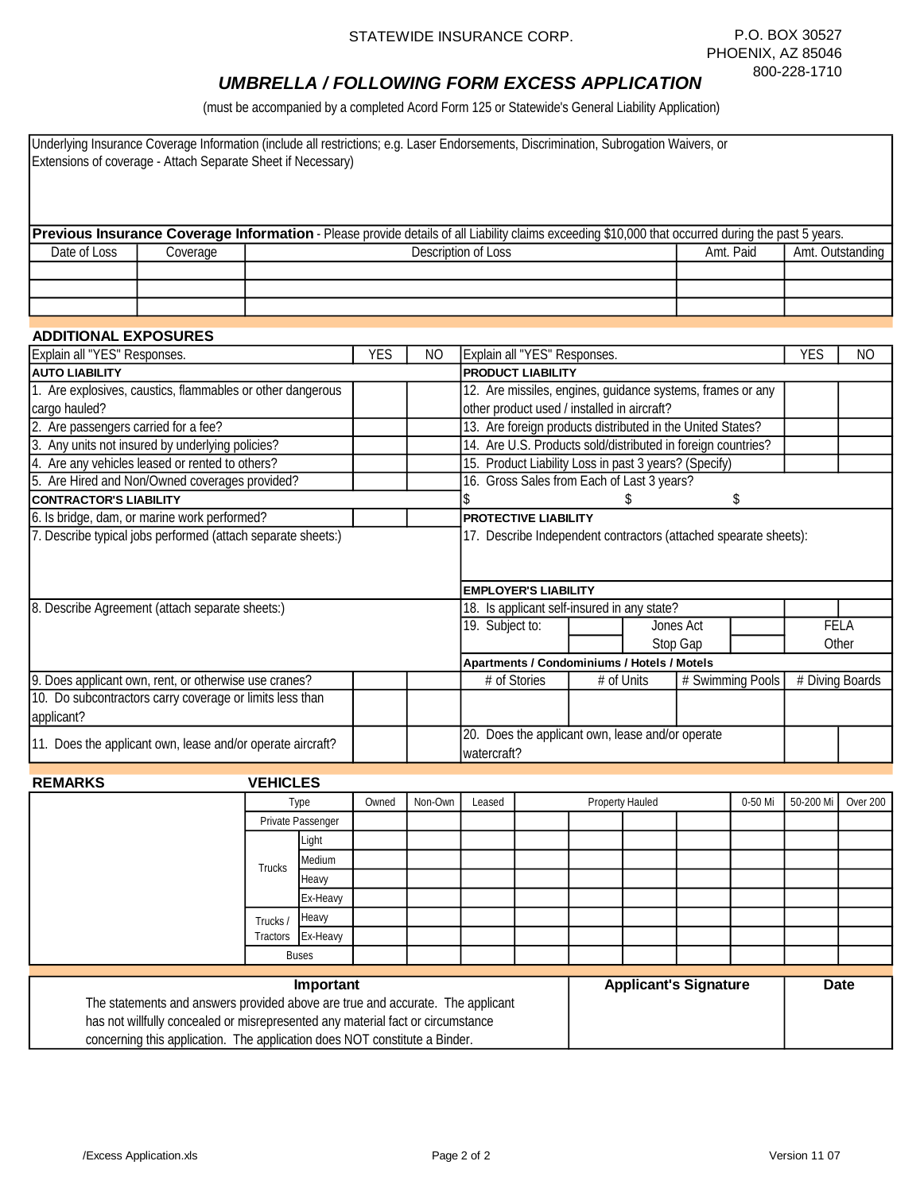STATEWIDE INSURANCE CORP.

P.O. BOX 30527
PHOENIX, AZ 85046
800-228-1710

# *UMBRELLA / FOLLOWING FORM EXCESS APPLICATION*

(must be accompanied by a completed Acord Form 125 or Statewide's General Liability Application)

Underlying Insurance Coverage Information (include all restrictions; e.g. Laser Endorsements, Discrimination, Subrogation Waivers, or Extensions of coverage - Attach Separate Sheet if Necessary)

**Previous Insurance Coverage Information** - Please provide details of all Liability claims exceeding $10,000 that occurred during the past 5 years.

| Date of Loss | Coverage | Description of Loss | Amt. Paid | Amt. Outstanding |
|---|---|---|---|---|
| | | | | |
| | | | | |
| | | | | |

## ADDITIONAL EXPOSURES

| Explain all "YES" Responses. | YES | NO | Explain all "YES" Responses. | YES | NO |
|---|---|---|---|---|---|
| **AUTO LIABILITY** | | | **PRODUCT LIABILITY** | | |
| 1. Are explosives, caustics, flammables or other dangerous cargo hauled? | | | 12. Are missiles, engines, guidance systems, frames or any other product used / installed in aircraft? | | |
| 2. Are passengers carried for a fee? | | | 13. Are foreign products distributed in the United States? | | |
| 3. Any units not insured by underlying policies? | | | 14. Are U.S. Products sold/distributed in foreign countries? | | |
| 4. Are any vehicles leased or rented to others? | | | 15. Product Liability Loss in past 3 years? (Specify) | | |
| 5. Are Hired and Non/Owned coverages provided? | | | 16. Gross Sales from Each of Last 3 years? | | |
| **CONTRACTOR'S LIABILITY** | | | $ $ $ | | |
| 6. Is bridge, dam, or marine work performed? | | | **PROTECTIVE LIABILITY** | | |
| 7. Describe typical jobs performed (attach separate sheets:) | | | 17. Describe Independent contractors (attached spearate sheets): | | |
| | | | **EMPLOYER'S LIABILITY** | | |
| 8. Describe Agreement (attach separate sheets:) | | | 18. Is applicant self-insured in any state? | | |
| | | | 19. Subject to: Jones Act / FELA / Stop Gap / Other | | |
| | | | **Apartments / Condominiums / Hotels / Motels** | | |
| 9. Does applicant own, rent, or otherwise use cranes? | | | # of Stories / # of Units / # Swimming Pools / # Diving Boards | | |
| 10. Do subcontractors carry coverage or limits less than applicant? | | | | | |
| 11. Does the applicant own, lease and/or operate aircraft? | | | 20. Does the applicant own, lease and/or operate watercraft? | | |

**REMARKS**

**VEHICLES**

| Type | | Owned | Non-Own | Leased | Property Hauled | 0-50 Mi | 50-200 Mi | Over 200 |
|---|---|---|---|---|---|---|---|---|
| Private Passenger | | | | | | | | |
| Trucks | Light | | | | | | | |
| | Medium | | | | | | | |
| | Heavy | | | | | | | |
| | Ex-Heavy | | | | | | | |
| Trucks / Tractors | Heavy | | | | | | | |
| | Ex-Heavy | | | | | | | |
| Buses | | | | | | | | |

| Important | Applicant's Signature | Date |
|---|---|---|
| The statements and answers provided above are true and accurate. The applicant has not willfully concealed or misrepresented any material fact or circumstance concerning this application. The application does NOT constitute a Binder. | | |

/Excess Application.xls

Version 11 07